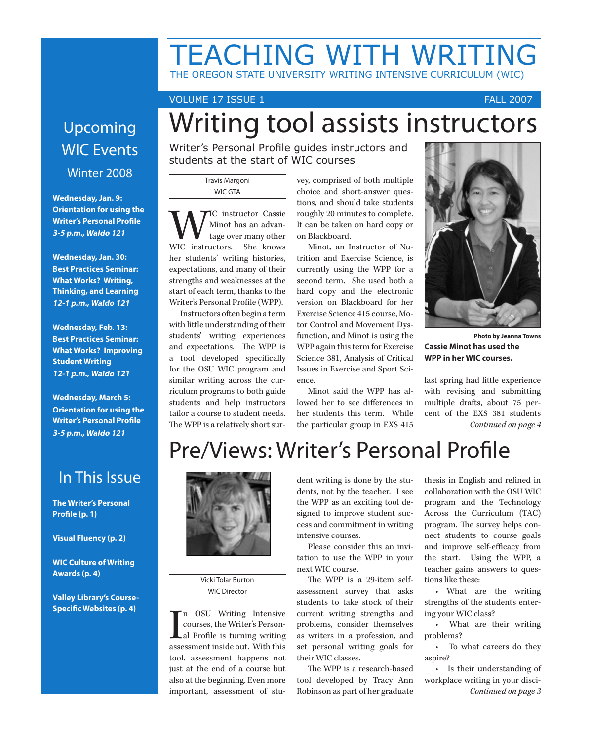# TEACHING WITH WRITING

THE OREGON STATE UNIVERSITY WRITING INTENSIVE CURRICULUM (WIC)

VOLUME 17 ISSUE 1 FALL 2007

## Writing tool assists instructors

### Writer's Personal Profile guides instructors and students at the start of WIC courses

Travis Margoni
WIC GTA

WIC instructor Cassie Minot has an advantage over many other WIC instructors. She knows her students' writing histories, expectations, and many of their strengths and weaknesses at the start of each term, thanks to the Writer's Personal Profile (WPP).

Instructors often begin a term with little understanding of their students' writing experiences and expectations. The WPP is a tool developed specifically for the OSU WIC program and similar writing across the curriculum programs to both guide students and help instructors tailor a course to student needs. The WPP is a relatively short survey, comprised of both multiple choice and short-answer questions, and should take students roughly 20 minutes to complete. It can be taken on hard copy or on Blackboard.

Minot, an Instructor of Nutrition and Exercise Science, is currently using the WPP for a second term. She used both a hard copy and the electronic version on Blackboard for her Exercise Science 415 course, Motor Control and Movement Dysfunction, and Minot is using the WPP again this term for Exercise Science 381, Analysis of Critical Issues in Exercise and Sport Science.

Minot said the WPP has allowed her to see differences in her students this term. While the particular group in EXS 415 last spring had little experience with revising and submitting multiple drafts, about 75 percent of the EXS 381 students

*Continued on page 4*

Photo by Jeanna Towns

**Cassie Minot has used the WPP in her WIC courses.**

## Pre/Views: Writer's Personal Profile

Vicki Tolar Burton
WIC Director

In OSU Writing Intensive courses, the Writer's Personal Profile is turning writing assessment inside out. With this tool, assessment happens not just at the end of a course but also at the beginning. Even more important, assessment of student writing is done by the students, not by the teacher. I see the WPP as an exciting tool designed to improve student success and commitment in writing intensive courses.

Please consider this an invitation to use the WPP in your next WIC course.

The WPP is a 29-item self-assessment survey that asks students to take stock of their current writing strengths and problems, consider themselves as writers in a profession, and set personal writing goals for their WIC classes.

The WPP is a research-based tool developed by Tracy Ann Robinson as part of her graduate thesis in English and refined in collaboration with the OSU WIC program and the Technology Across the Curriculum (TAC) program. The survey helps connect students to course goals and improve self-efficacy from the start. Using the WPP, a teacher gains answers to questions like these:

- What are the writing strengths of the students entering your WIC class?
- What are their writing problems?
- To what careers do they aspire?
- Is their understanding of workplace writing in your disci-

*Continued on page 3*

## Upcoming WIC Events

### Winter 2008

**Wednesday, Jan. 9:**
**Orientation for using the Writer's Personal Profile**
***3-5 p.m., Waldo 121***

**Wednesday, Jan. 30:**
**Best Practices Seminar: What Works? Writing, Thinking, and Learning**
***12-1 p.m., Waldo 121***

**Wednesday, Feb. 13:**
**Best Practices Seminar: What Works? Improving Student Writing**
***12-1 p.m., Waldo 121***

**Wednesday, March 5:**
**Orientation for using the Writer's Personal Profile**
***3-5 p.m., Waldo 121***

## In This Issue

**The Writer's Personal Profile (p. 1)**

**Visual Fluency (p. 2)**

**WIC Culture of Writing Awards (p. 4)**

**Valley Library's Course-Specific Websites (p. 4)**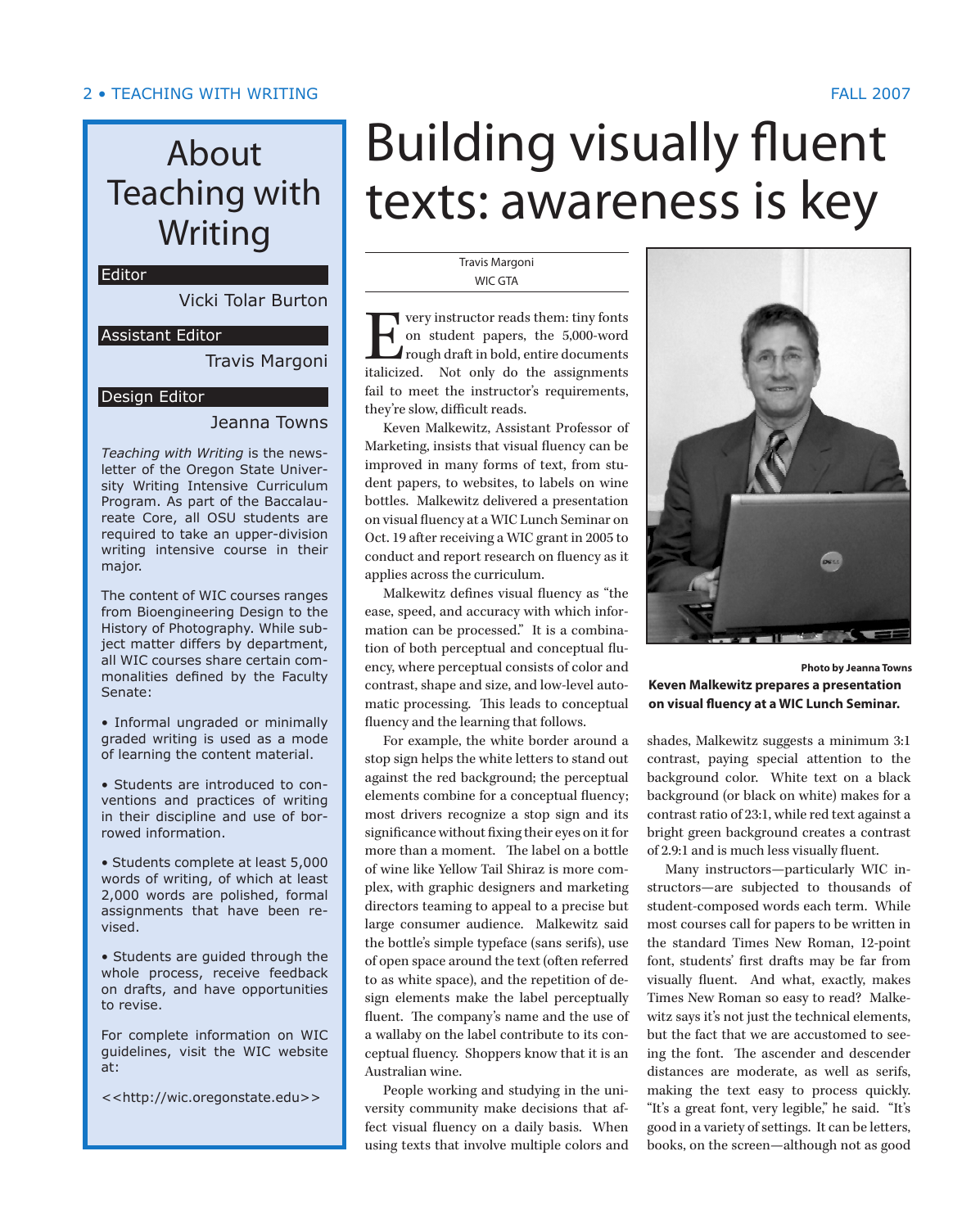# About Teaching with Writing

**Editor**

Vicki Tolar Burton

**Assistant Editor**

Travis Margoni

**Design Editor**

Jeanna Towns

*Teaching with Writing* is the newsletter of the Oregon State University Writing Intensive Curriculum Program. As part of the Baccalaureate Core, all OSU students are required to take an upper-division writing intensive course in their major.

The content of WIC courses ranges from Bioengineering Design to the History of Photography. While subject matter differs by department, all WIC courses share certain commonalities defined by the Faculty Senate:

- Informal ungraded or minimally graded writing is used as a mode of learning the content material.
- Students are introduced to conventions and practices of writing in their discipline and use of borrowed information.
- Students complete at least 5,000 words of writing, of which at least 2,000 words are polished, formal assignments that have been revised.
- Students are guided through the whole process, receive feedback on drafts, and have opportunities to revise.

For complete information on WIC guidelines, visit the WIC website at:

<<http://wic.oregonstate.edu>>

# Building visually fluent texts: awareness is key

Travis Margoni
WIC GTA

Every instructor reads them: tiny fonts on student papers, the 5,000-word rough draft in bold, entire documents italicized. Not only do the assignments fail to meet the instructor's requirements, they're slow, difficult reads.

Keven Malkewitz, Assistant Professor of Marketing, insists that visual fluency can be improved in many forms of text, from student papers, to websites, to labels on wine bottles. Malkewitz delivered a presentation on visual fluency at a WIC Lunch Seminar on Oct. 19 after receiving a WIC grant in 2005 to conduct and report research on fluency as it applies across the curriculum.

Malkewitz defines visual fluency as "the ease, speed, and accuracy with which information can be processed." It is a combination of both perceptual and conceptual fluency, where perceptual consists of color and contrast, shape and size, and low-level automatic processing. This leads to conceptual fluency and the learning that follows.

For example, the white border around a stop sign helps the white letters to stand out against the red background; the perceptual elements combine for a conceptual fluency; most drivers recognize a stop sign and its significance without fixing their eyes on it for more than a moment. The label on a bottle of wine like Yellow Tail Shiraz is more complex, with graphic designers and marketing directors teaming to appeal to a precise but large consumer audience. Malkewitz said the bottle's simple typeface (sans serifs), use of open space around the text (often referred to as white space), and the repetition of design elements make the label perceptually fluent. The company's name and the use of a wallaby on the label contribute to its conceptual fluency. Shoppers know that it is an Australian wine.

People working and studying in the university community make decisions that affect visual fluency on a daily basis. When using texts that involve multiple colors and

**Photo by Jeanna Towns**

**Keven Malkewitz prepares a presentation on visual fluency at a WIC Lunch Seminar.**

shades, Malkewitz suggests a minimum 3:1 contrast, paying special attention to the background color. White text on a black background (or black on white) makes for a contrast ratio of 23:1, while red text against a bright green background creates a contrast of 2.9:1 and is much less visually fluent.

Many instructors—particularly WIC instructors—are subjected to thousands of student-composed words each term. While most courses call for papers to be written in the standard Times New Roman, 12-point font, students' first drafts may be far from visually fluent. And what, exactly, makes Times New Roman so easy to read? Malkewitz says it's not just the technical elements, but the fact that we are accustomed to seeing the font. The ascender and descender distances are moderate, as well as serifs, making the text easy to process quickly. "It's a great font, very legible," he said. "It's good in a variety of settings. It can be letters, books, on the screen—although not as good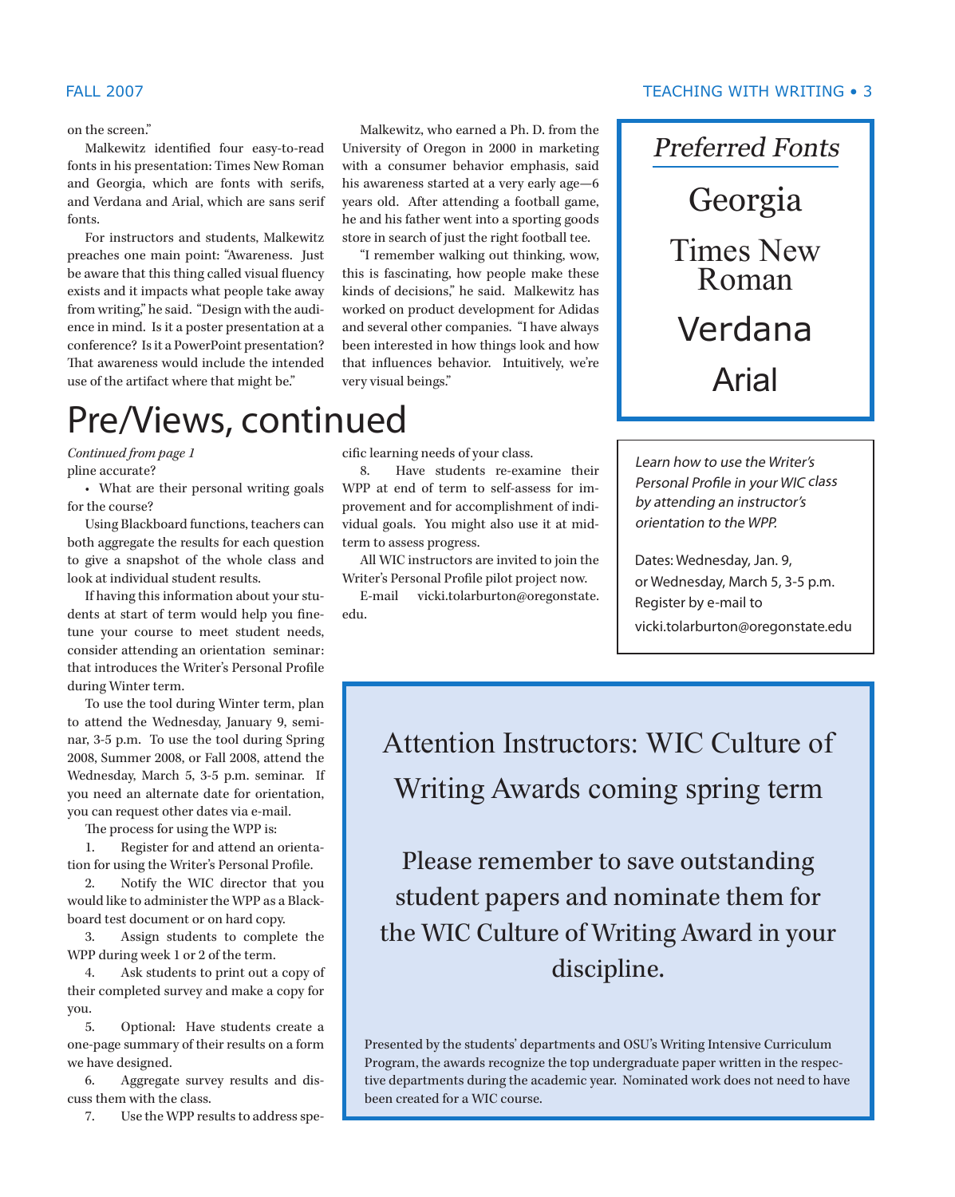on the screen."

Malkewitz identified four easy-to-read fonts in his presentation: Times New Roman and Georgia, which are fonts with serifs, and Verdana and Arial, which are sans serif fonts.

For instructors and students, Malkewitz preaches one main point: "Awareness. Just be aware that this thing called visual fluency exists and it impacts what people take away from writing," he said. "Design with the audience in mind. Is it a poster presentation at a conference? Is it a PowerPoint presentation? That awareness would include the intended use of the artifact where that might be."

Malkewitz, who earned a Ph. D. from the University of Oregon in 2000 in marketing with a consumer behavior emphasis, said his awareness started at a very early age—6 years old. After attending a football game, he and his father went into a sporting goods store in search of just the right football tee.

"I remember walking out thinking, wow, this is fascinating, how people make these kinds of decisions," he said. Malkewitz has worked on product development for Adidas and several other companies. "I have always been interested in how things look and how that influences behavior. Intuitively, we're very visual beings."

## *Preferred Fonts*

Georgia

Times New Roman

Verdana

Arial

# Pre/Views, continued

*Continued from page 1*

pline accurate?

- What are their personal writing goals for the course?

Using Blackboard functions, teachers can both aggregate the results for each question to give a snapshot of the whole class and look at individual student results.

If having this information about your students at start of term would help you fine-tune your course to meet student needs, consider attending an orientation seminar: that introduces the Writer's Personal Profile during Winter term.

To use the tool during Winter term, plan to attend the Wednesday, January 9, seminar, 3-5 p.m. To use the tool during Spring 2008, Summer 2008, or Fall 2008, attend the Wednesday, March 5, 3-5 p.m. seminar. If you need an alternate date for orientation, you can request other dates via e-mail.

The process for using the WPP is:

1. Register for and attend an orientation for using the Writer's Personal Profile.
2. Notify the WIC director that you would like to administer the WPP as a Blackboard test document or on hard copy.
3. Assign students to complete the WPP during week 1 or 2 of the term.
4. Ask students to print out a copy of their completed survey and make a copy for you.
5. Optional: Have students create a one-page summary of their results on a form we have designed.
6. Aggregate survey results and discuss them with the class.
7. Use the WPP results to address specific learning needs of your class.
8. Have students re-examine their WPP at end of term to self-assess for improvement and for accomplishment of individual goals. You might also use it at mid-term to assess progress.

All WIC instructors are invited to join the Writer's Personal Profile pilot project now.

E-mail vicki.tolarburton@oregonstate.edu.

*Learn how to use the Writer's Personal Profile in your WIC class by attending an instructor's orientation to the WPP.*

Dates: Wednesday, Jan. 9,
or Wednesday, March 5, 3-5 p.m.
Register by e-mail to
vicki.tolarburton@oregonstate.edu

## Attention Instructors: WIC Culture of Writing Awards coming spring term

Please remember to save outstanding student papers and nominate them for the WIC Culture of Writing Award in your discipline.

Presented by the students' departments and OSU's Writing Intensive Curriculum Program, the awards recognize the top undergraduate paper written in the respective departments during the academic year. Nominated work does not need to have been created for a WIC course.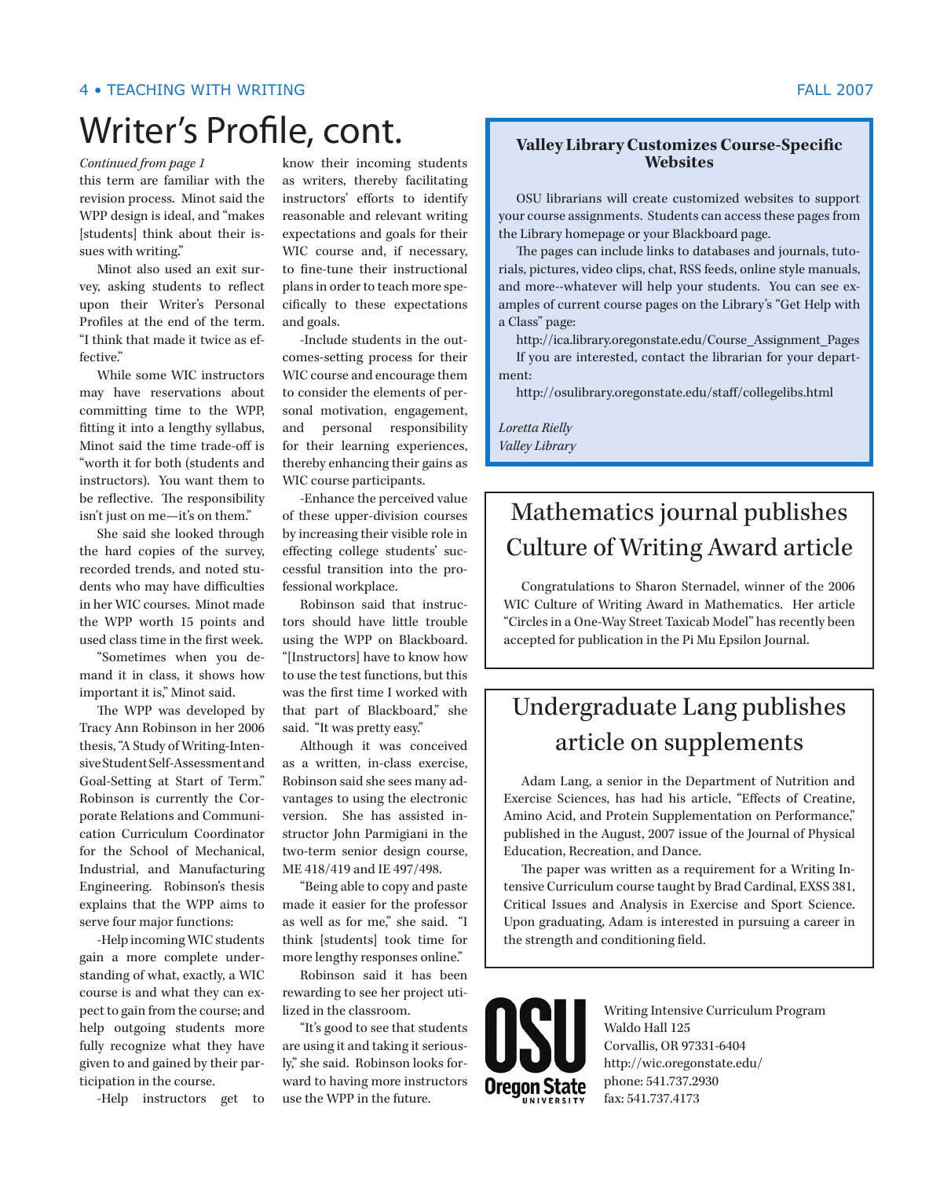# Writer's Profile, cont.

*Continued from page 1*

this term are familiar with the revision process. Minot said the WPP design is ideal, and "makes [students] think about their issues with writing."

Minot also used an exit survey, asking students to reflect upon their Writer's Personal Profiles at the end of the term. "I think that made it twice as effective."

While some WIC instructors may have reservations about committing time to the WPP, fitting it into a lengthy syllabus, Minot said the time trade-off is "worth it for both (students and instructors). You want them to be reflective. The responsibility isn't just on me—it's on them."

She said she looked through the hard copies of the survey, recorded trends, and noted students who may have difficulties in her WIC courses. Minot made the WPP worth 15 points and used class time in the first week.

"Sometimes when you demand it in class, it shows how important it is," Minot said.

The WPP was developed by Tracy Ann Robinson in her 2006 thesis, "A Study of Writing-Intensive Student Self-Assessment and Goal-Setting at Start of Term." Robinson is currently the Corporate Relations and Communication Curriculum Coordinator for the School of Mechanical, Industrial, and Manufacturing Engineering. Robinson's thesis explains that the WPP aims to serve four major functions:

-Help incoming WIC students gain a more complete understanding of what, exactly, a WIC course is and what they can expect to gain from the course; and help outgoing students more fully recognize what they have given to and gained by their participation in the course.

-Help instructors get to know their incoming students as writers, thereby facilitating instructors' efforts to identify reasonable and relevant writing expectations and goals for their WIC course and, if necessary, to fine-tune their instructional plans in order to teach more specifically to these expectations and goals.

-Include students in the outcomes-setting process for their WIC course and encourage them to consider the elements of personal motivation, engagement, and personal responsibility for their learning experiences, thereby enhancing their gains as WIC course participants.

-Enhance the perceived value of these upper-division courses by increasing their visible role in effecting college students' successful transition into the professional workplace.

Robinson said that instructors should have little trouble using the WPP on Blackboard. "[Instructors] have to know how to use the test functions, but this was the first time I worked with that part of Blackboard," she said. "It was pretty easy."

Although it was conceived as a written, in-class exercise, Robinson said she sees many advantages to using the electronic version. She has assisted instructor John Parmigiani in the two-term senior design course, ME 418/419 and IE 497/498.

"Being able to copy and paste made it easier for the professor as well as for me," she said. "I think [students] took time for more lengthy responses online."

Robinson said it has been rewarding to see her project utilized in the classroom.

"It's good to see that students are using it and taking it seriously," she said. Robinson looks forward to having more instructors use the WPP in the future.

### Valley Library Customizes Course-Specific Websites

OSU librarians will create customized websites to support your course assignments. Students can access these pages from the Library homepage or your Blackboard page.

The pages can include links to databases and journals, tutorials, pictures, video clips, chat, RSS feeds, online style manuals, and more--whatever will help your students. You can see examples of current course pages on the Library's "Get Help with a Class" page:

http://ica.library.oregonstate.edu/Course_Assignment_Pages

If you are interested, contact the librarian for your department:

http://osulibrary.oregonstate.edu/staff/collegelibs.html

*Loretta Rielly*
*Valley Library*

## Mathematics journal publishes Culture of Writing Award article

Congratulations to Sharon Sternadel, winner of the 2006 WIC Culture of Writing Award in Mathematics. Her article "Circles in a One-Way Street Taxicab Model" has recently been accepted for publication in the Pi Mu Epsilon Journal.

## Undergraduate Lang publishes article on supplements

Adam Lang, a senior in the Department of Nutrition and Exercise Sciences, has had his article, "Effects of Creatine, Amino Acid, and Protein Supplementation on Performance," published in the August, 2007 issue of the Journal of Physical Education, Recreation, and Dance.

The paper was written as a requirement for a Writing Intensive Curriculum course taught by Brad Cardinal, EXSS 381, Critical Issues and Analysis in Exercise and Sport Science. Upon graduating, Adam is interested in pursuing a career in the strength and conditioning field.

OSU
Oregon State
UNIVERSITY

Writing Intensive Curriculum Program
Waldo Hall 125
Corvallis, OR 97331-6404
http://wic.oregonstate.edu/
phone: 541.737.2930
fax: 541.737.4173